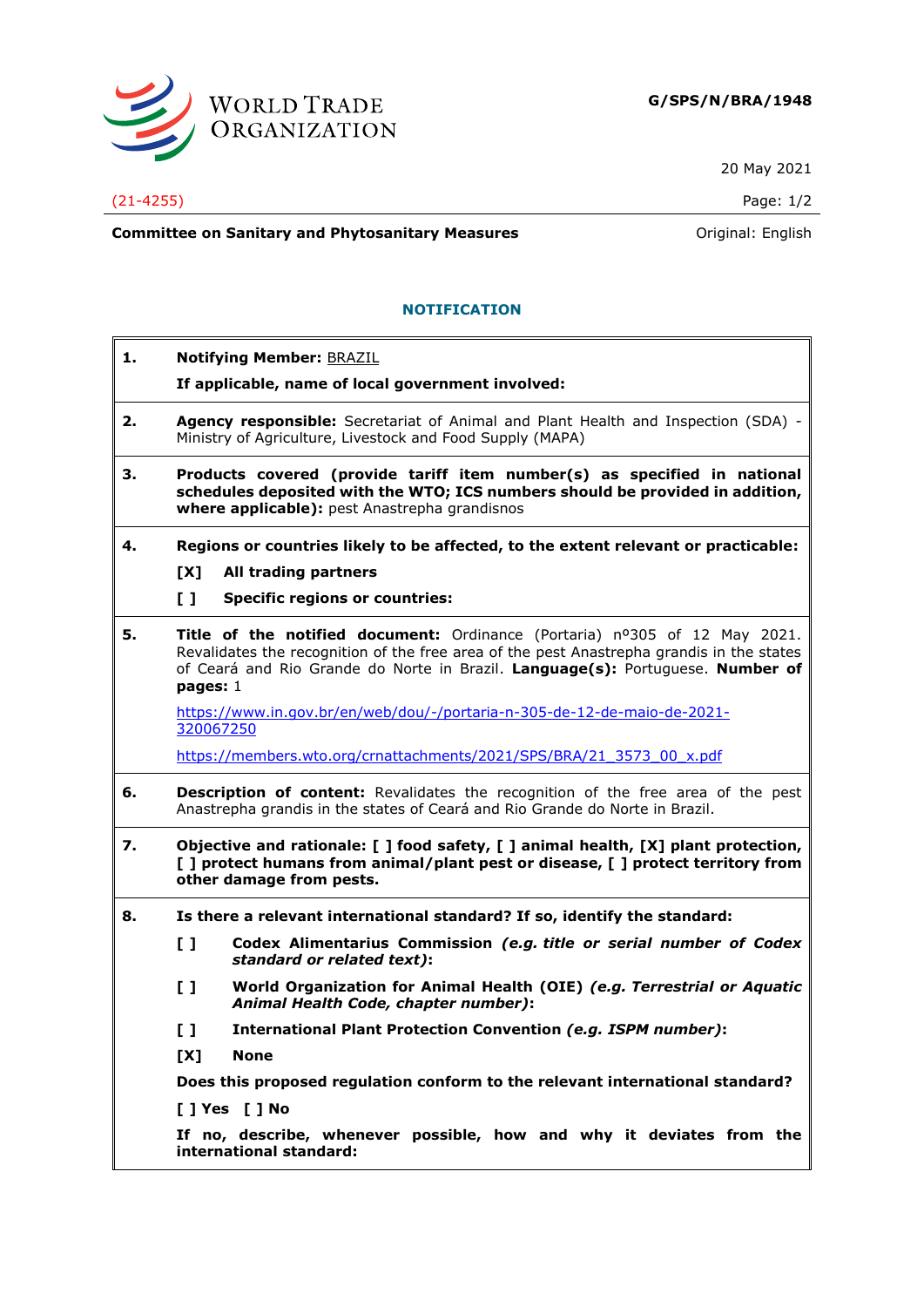WORLD TRADE ORGANIZATION

**G/SPS/N/BRA/1948**

20 May 2021

(21-4255)

**Committee on Sanitary and Phytosanitary Measures**

Original: English

## NOTIFICATION

**1. Notifying Member:** BRAZIL

**If applicable, name of local government involved:**

**2. Agency responsible:** Secretariat of Animal and Plant Health and Inspection (SDA) - Ministry of Agriculture, Livestock and Food Supply (MAPA)

**3. Products covered (provide tariff item number(s) as specified in national schedules deposited with the WTO; ICS numbers should be provided in addition, where applicable):** pest Anastrepha grandisnos

**4. Regions or countries likely to be affected, to the extent relevant or practicable:**

**[X] All trading partners**

**[ ] Specific regions or countries:**

**5. Title of the notified document:** Ordinance (Portaria) nº305 of 12 May 2021. Revalidates the recognition of the free area of the pest Anastrepha grandis in the states of Ceará and Rio Grande do Norte in Brazil. **Language(s):** Portuguese. **Number of pages:** 1

https://www.in.gov.br/en/web/dou/-/portaria-n-305-de-12-de-maio-de-2021-320067250

https://members.wto.org/crnattachments/2021/SPS/BRA/21_3573_00_x.pdf

**6. Description of content:** Revalidates the recognition of the free area of the pest Anastrepha grandis in the states of Ceará and Rio Grande do Norte in Brazil.

**7. Objective and rationale: [ ] food safety, [ ] animal health, [X] plant protection, [ ] protect humans from animal/plant pest or disease, [ ] protect territory from other damage from pests.**

**8. Is there a relevant international standard? If so, identify the standard:**

**[ ] Codex Alimentarius Commission** ***(e.g. title or serial number of Codex standard or related text)*****:**

**[ ] World Organization for Animal Health (OIE)** ***(e.g. Terrestrial or Aquatic Animal Health Code, chapter number)*****:**

**[ ] International Plant Protection Convention** ***(e.g. ISPM number)*****:**

**[X] None**

**Does this proposed regulation conform to the relevant international standard?**

**[ ] Yes [ ] No**

**If no, describe, whenever possible, how and why it deviates from the international standard:**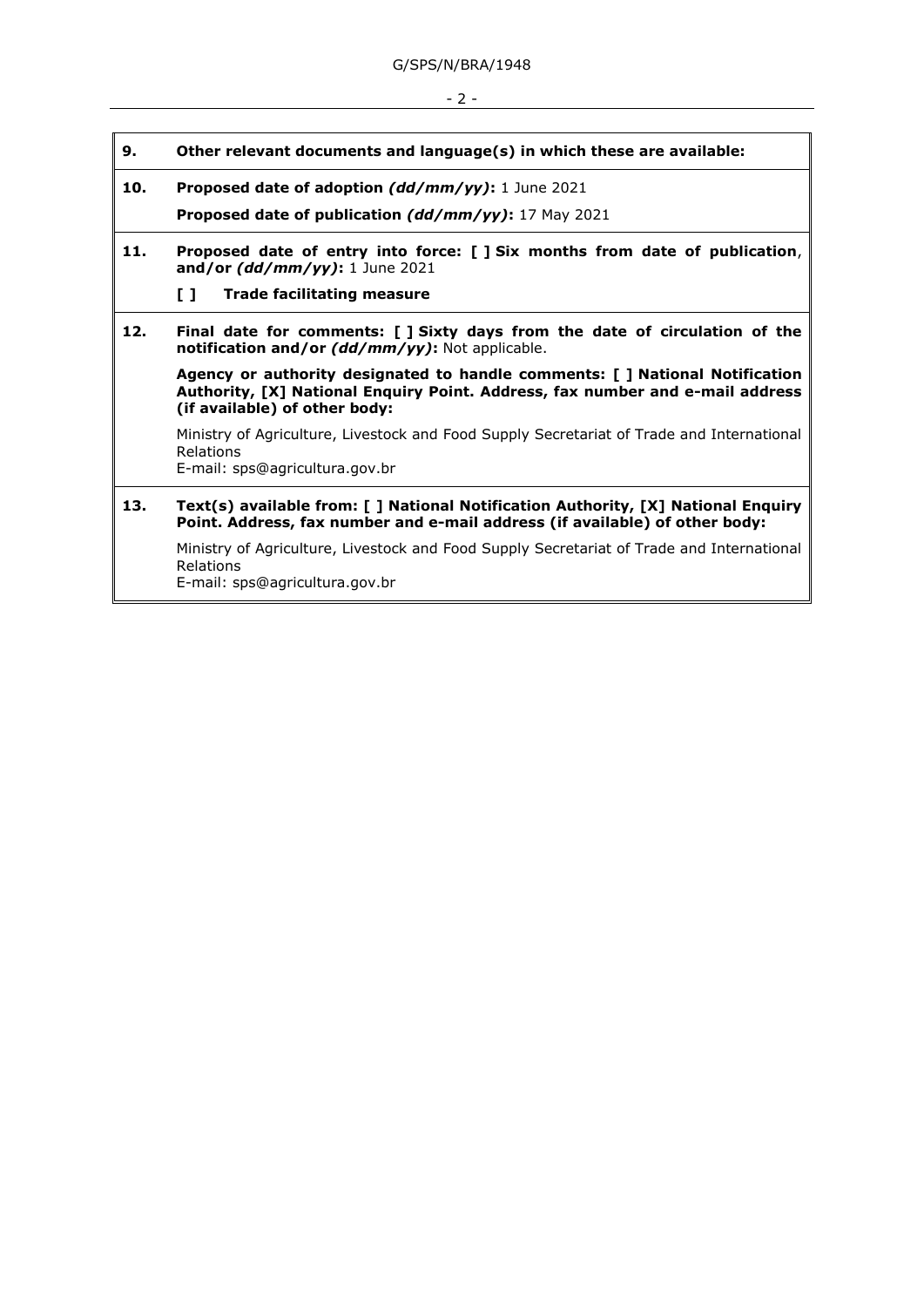**9. Other relevant documents and language(s) in which these are available:**

**10. Proposed date of adoption *(dd/mm/yy)*:** 1 June 2021

**Proposed date of publication *(dd/mm/yy)*:** 17 May 2021

**11. Proposed date of entry into force: [ ] Six months from date of publication, and/or *(dd/mm/yy)*:** 1 June 2021

**[ ] Trade facilitating measure**

**12. Final date for comments: [ ] Sixty days from the date of circulation of the notification and/or *(dd/mm/yy)*:** Not applicable.

**Agency or authority designated to handle comments: [ ] National Notification Authority, [X] National Enquiry Point. Address, fax number and e-mail address (if available) of other body:**

Ministry of Agriculture, Livestock and Food Supply Secretariat of Trade and International Relations
E-mail: sps@agricultura.gov.br

**13. Text(s) available from: [ ] National Notification Authority, [X] National Enquiry Point. Address, fax number and e-mail address (if available) of other body:**

Ministry of Agriculture, Livestock and Food Supply Secretariat of Trade and International Relations
E-mail: sps@agricultura.gov.br